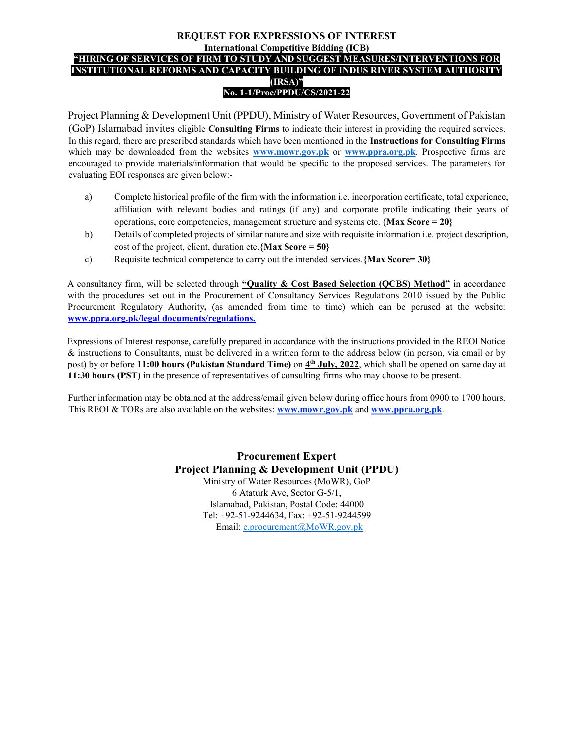# REQUEST FOR EXPRESSIONS OF INTEREST

**International Competitive Bidding (ICB)**

**"HIRING OF SERVICES OF FIRM TO STUDY AND SUGGEST MEASURES/INTERVENTIONS FOR INSTITUTIONAL REFORMS AND CAPACITY BUILDING OF INDUS RIVER SYSTEM AUTHORITY (IRSA)"**

**No. 1-1/Proc/PPDU/CS/2021-22**

Project Planning & Development Unit (PPDU), Ministry of Water Resources, Government of Pakistan (GoP) Islamabad invites eligible **Consulting Firms** to indicate their interest in providing the required services. In this regard, there are prescribed standards which have been mentioned in the **Instructions for Consulting Firms** which may be downloaded from the websites **www.mowr.gov.pk** or **www.ppra.org.pk**. Prospective firms are encouraged to provide materials/information that would be specific to the proposed services. The parameters for evaluating EOI responses are given below:-

a) Complete historical profile of the firm with the information i.e. incorporation certificate, total experience, affiliation with relevant bodies and ratings (if any) and corporate profile indicating their years of operations, core competencies, management structure and systems etc. **{Max Score = 20}**

b) Details of completed projects of similar nature and size with requisite information i.e. project description, cost of the project, client, duration etc. **{Max Score = 50}**

c) Requisite technical competence to carry out the intended services. **{Max Score= 30}**

A consultancy firm, will be selected through **"Quality & Cost Based Selection (QCBS) Method"** in accordance with the procedures set out in the Procurement of Consultancy Services Regulations 2010 issued by the Public Procurement Regulatory Authority*,* (as amended from time to time) which can be perused at the website: **www.ppra.org.pk/legal documents/regulations.**

Expressions of Interest response, carefully prepared in accordance with the instructions provided in the REOI Notice & instructions to Consultants, must be delivered in a written form to the address below (in person, via email or by post) by or before **11:00 hours (Pakistan Standard Time)** on **4th July, 2022**, which shall be opened on same day at **11:30 hours (PST)** in the presence of representatives of consulting firms who may choose to be present.

Further information may be obtained at the address/email given below during office hours from 0900 to 1700 hours. This REOI & TORs are also available on the websites: **www.mowr.gov.pk** and **www.ppra.org.pk**.

**Procurement Expert**
**Project Planning & Development Unit (PPDU)**
Ministry of Water Resources (MoWR), GoP
6 Ataturk Ave, Sector G-5/1,
Islamabad, Pakistan, Postal Code: 44000
Tel: +92-51-9244634, Fax: +92-51-9244599
Email: e.procurement@MoWR.gov.pk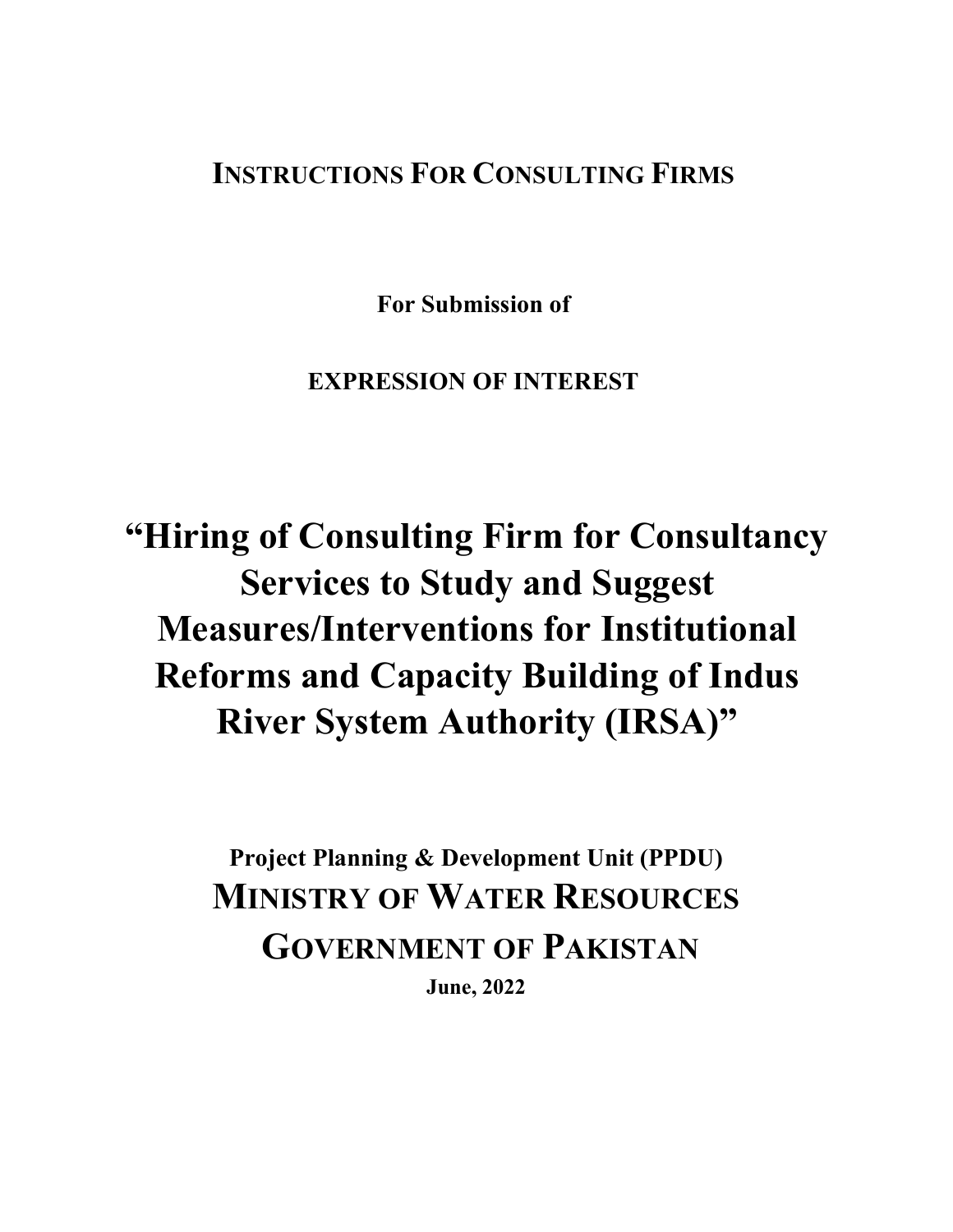# INSTRUCTIONS FOR CONSULTING FIRMS

**For Submission of**

**EXPRESSION OF INTEREST**

# "Hiring of Consulting Firm for Consultancy Services to Study and Suggest Measures/Interventions for Institutional Reforms and Capacity Building of Indus River System Authority (IRSA)"

**Project Planning & Development Unit (PPDU)**

**MINISTRY OF WATER RESOURCES**

**GOVERNMENT OF PAKISTAN**

**June, 2022**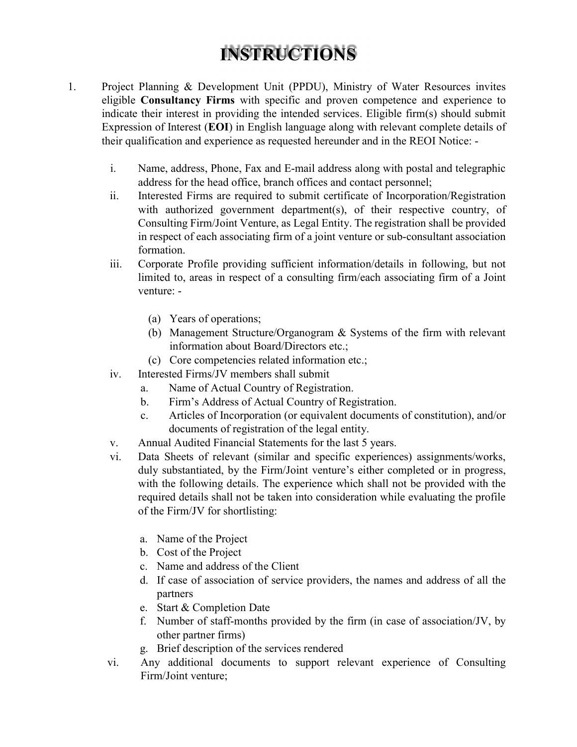# INSTRUCTIONS

1. Project Planning & Development Unit (PPDU), Ministry of Water Resources invites eligible **Consultancy Firms** with specific and proven competence and experience to indicate their interest in providing the intended services. Eligible firm(s) should submit Expression of Interest (**EOI**) in English language along with relevant complete details of their qualification and experience as requested hereunder and in the REOI Notice: -

   i. Name, address, Phone, Fax and E-mail address along with postal and telegraphic address for the head office, branch offices and contact personnel;

   ii. Interested Firms are required to submit certificate of Incorporation/Registration with authorized government department(s), of their respective country, of Consulting Firm/Joint Venture, as Legal Entity. The registration shall be provided in respect of each associating firm of a joint venture or sub-consultant association formation.

   iii. Corporate Profile providing sufficient information/details in following, but not limited to, areas in respect of a consulting firm/each associating firm of a Joint venture: -

      (a) Years of operations;
      (b) Management Structure/Organogram & Systems of the firm with relevant information about Board/Directors etc.;
      (c) Core competencies related information etc.;

   iv. Interested Firms/JV members shall submit

      a. Name of Actual Country of Registration.
      b. Firm's Address of Actual Country of Registration.
      c. Articles of Incorporation (or equivalent documents of constitution), and/or documents of registration of the legal entity.

   v. Annual Audited Financial Statements for the last 5 years.

   vi. Data Sheets of relevant (similar and specific experiences) assignments/works, duly substantiated, by the Firm/Joint venture's either completed or in progress, with the following details. The experience which shall not be provided with the required details shall not be taken into consideration while evaluating the profile of the Firm/JV for shortlisting:

      a. Name of the Project
      b. Cost of the Project
      c. Name and address of the Client
      d. If case of association of service providers, the names and address of all the partners
      e. Start & Completion Date
      f. Number of staff-months provided by the firm (in case of association/JV, by other partner firms)
      g. Brief description of the services rendered

   vi. Any additional documents to support relevant experience of Consulting Firm/Joint venture;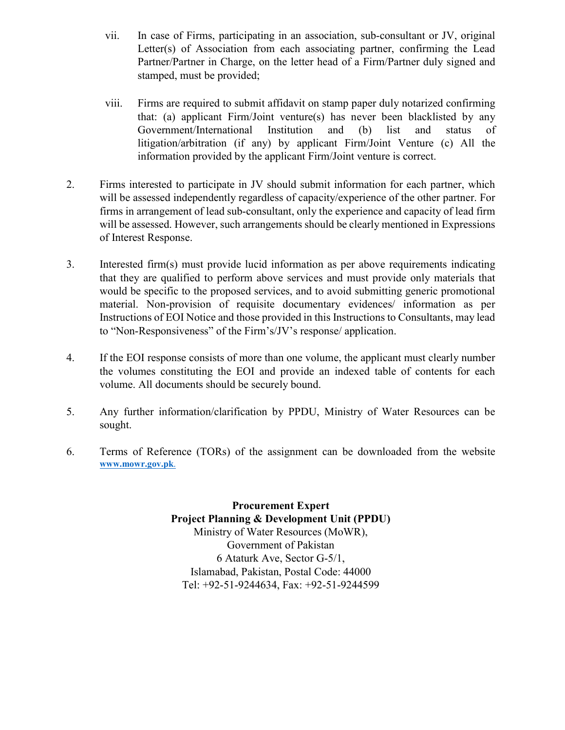vii. In case of Firms, participating in an association, sub-consultant or JV, original Letter(s) of Association from each associating partner, confirming the Lead Partner/Partner in Charge, on the letter head of a Firm/Partner duly signed and stamped, must be provided;

viii. Firms are required to submit affidavit on stamp paper duly notarized confirming that: (a) applicant Firm/Joint venture(s) has never been blacklisted by any Government/International Institution and (b) list and status of litigation/arbitration (if any) by applicant Firm/Joint Venture (c) All the information provided by the applicant Firm/Joint venture is correct.

2. Firms interested to participate in JV should submit information for each partner, which will be assessed independently regardless of capacity/experience of the other partner. For firms in arrangement of lead sub-consultant, only the experience and capacity of lead firm will be assessed. However, such arrangements should be clearly mentioned in Expressions of Interest Response.

3. Interested firm(s) must provide lucid information as per above requirements indicating that they are qualified to perform above services and must provide only materials that would be specific to the proposed services, and to avoid submitting generic promotional material. Non-provision of requisite documentary evidences/ information as per Instructions of EOI Notice and those provided in this Instructions to Consultants, may lead to "Non-Responsiveness" of the Firm's/JV's response/ application.

4. If the EOI response consists of more than one volume, the applicant must clearly number the volumes constituting the EOI and provide an indexed table of contents for each volume. All documents should be securely bound.

5. Any further information/clarification by PPDU, Ministry of Water Resources can be sought.

6. Terms of Reference (TORs) of the assignment can be downloaded from the website **www.mowr.gov.pk**.

**Procurement Expert**
**Project Planning & Development Unit (PPDU)**
Ministry of Water Resources (MoWR),
Government of Pakistan
6 Ataturk Ave, Sector G-5/1,
Islamabad, Pakistan, Postal Code: 44000
Tel: +92-51-9244634, Fax: +92-51-9244599